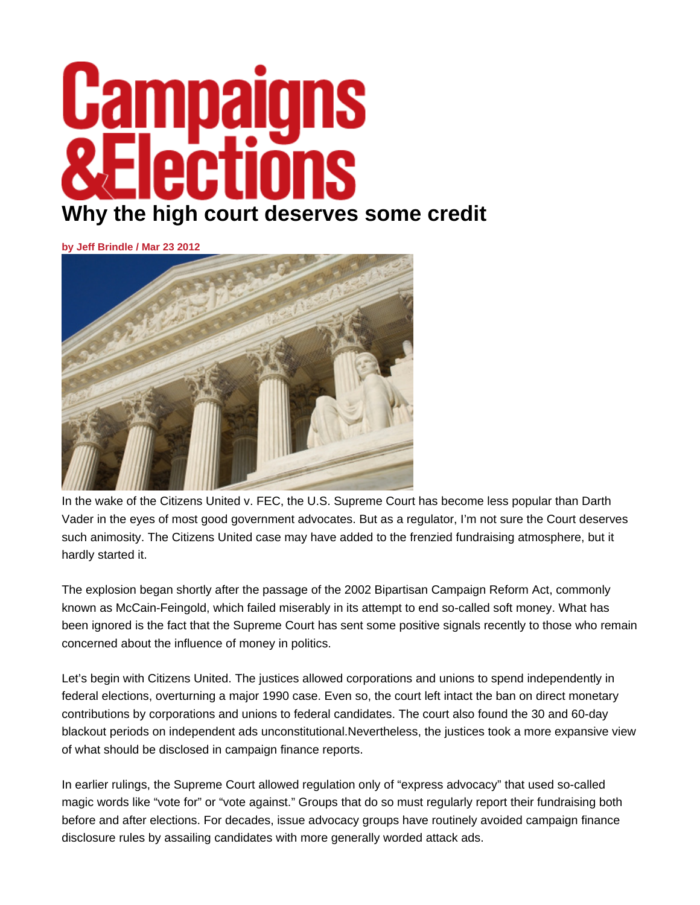# Campaigns & Elections

## Why the high court deserves some credit

**by Jeff Brindle / Mar 23 2012**

In the wake of the Citizens United v. FEC, the U.S. Supreme Court has become less popular than Darth Vader in the eyes of most good government advocates. But as a regulator, I'm not sure the Court deserves such animosity. The Citizens United case may have added to the frenzied fundraising atmosphere, but it hardly started it.

The explosion began shortly after the passage of the 2002 Bipartisan Campaign Reform Act, commonly known as McCain-Feingold, which failed miserably in its attempt to end so-called soft money. What has been ignored is the fact that the Supreme Court has sent some positive signals recently to those who remain concerned about the influence of money in politics.

Let's begin with Citizens United. The justices allowed corporations and unions to spend independently in federal elections, overturning a major 1990 case. Even so, the court left intact the ban on direct monetary contributions by corporations and unions to federal candidates. The court also found the 30 and 60-day blackout periods on independent ads unconstitutional.Nevertheless, the justices took a more expansive view of what should be disclosed in campaign finance reports.

In earlier rulings, the Supreme Court allowed regulation only of "express advocacy" that used so-called magic words like "vote for" or "vote against." Groups that do so must regularly report their fundraising both before and after elections. For decades, issue advocacy groups have routinely avoided campaign finance disclosure rules by assailing candidates with more generally worded attack ads.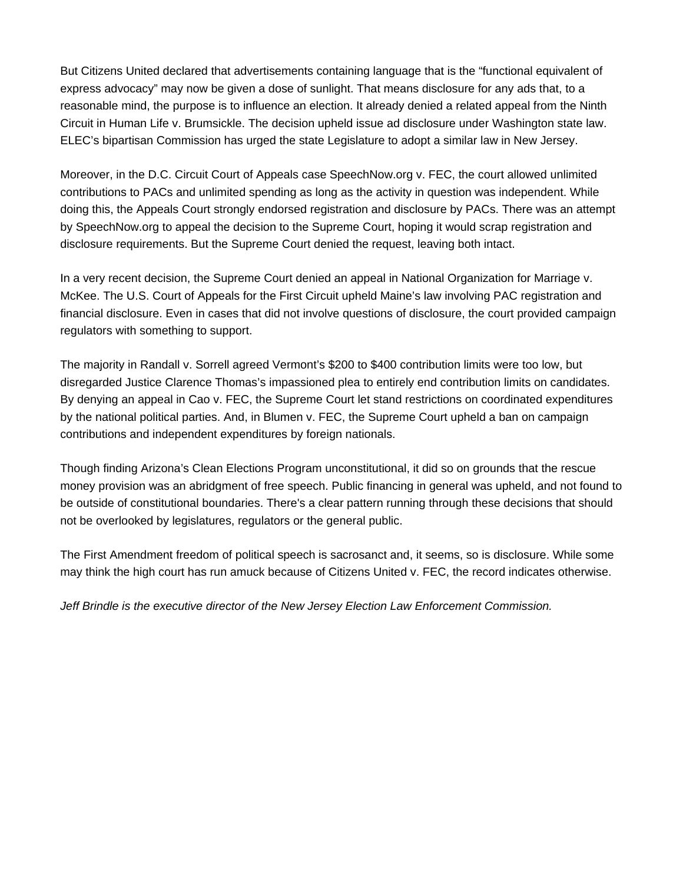But Citizens United declared that advertisements containing language that is the "functional equivalent of express advocacy" may now be given a dose of sunlight. That means disclosure for any ads that, to a reasonable mind, the purpose is to influence an election. It already denied a related appeal from the Ninth Circuit in Human Life v. Brumsickle. The decision upheld issue ad disclosure under Washington state law. ELEC's bipartisan Commission has urged the state Legislature to adopt a similar law in New Jersey.

Moreover, in the D.C. Circuit Court of Appeals case SpeechNow.org v. FEC, the court allowed unlimited contributions to PACs and unlimited spending as long as the activity in question was independent. While doing this, the Appeals Court strongly endorsed registration and disclosure by PACs. There was an attempt by SpeechNow.org to appeal the decision to the Supreme Court, hoping it would scrap registration and disclosure requirements. But the Supreme Court denied the request, leaving both intact.

In a very recent decision, the Supreme Court denied an appeal in National Organization for Marriage v. McKee. The U.S. Court of Appeals for the First Circuit upheld Maine's law involving PAC registration and financial disclosure. Even in cases that did not involve questions of disclosure, the court provided campaign regulators with something to support.

The majority in Randall v. Sorrell agreed Vermont's $200 to $400 contribution limits were too low, but disregarded Justice Clarence Thomas's impassioned plea to entirely end contribution limits on candidates. By denying an appeal in Cao v. FEC, the Supreme Court let stand restrictions on coordinated expenditures by the national political parties. And, in Blumen v. FEC, the Supreme Court upheld a ban on campaign contributions and independent expenditures by foreign nationals.

Though finding Arizona's Clean Elections Program unconstitutional, it did so on grounds that the rescue money provision was an abridgment of free speech. Public financing in general was upheld, and not found to be outside of constitutional boundaries. There's a clear pattern running through these decisions that should not be overlooked by legislatures, regulators or the general public.

The First Amendment freedom of political speech is sacrosanct and, it seems, so is disclosure. While some may think the high court has run amuck because of Citizens United v. FEC, the record indicates otherwise.

*Jeff Brindle is the executive director of the New Jersey Election Law Enforcement Commission.*